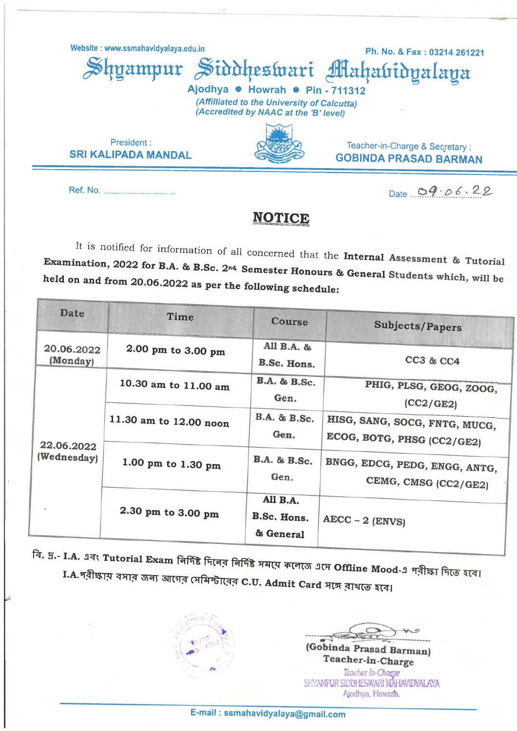Website : www.ssmahavidyalaya.edu.in

Ph. No. & Fax : 03214 261221

# Shyampur Siddheswari Mahavidyalaya

Ajodhya • Howrah • Pin - 711312

*(Affilliated to the University of Calcutta)*
*(Accredited by NAAC at the 'B' level)*

President :
**SRI KALIPADA MANDAL**

Teacher-in-Charge & Secretary :
**GOBINDA PRASAD BARMAN**

Ref. No. ..............................

Date 09.06.22

## NOTICE

It is notified for information of all concerned that the **Internal Assessment & Tutorial Examination, 2022 for B.A. & B.Sc. 2nd Semester Honours & General Students which, will be held on and from 20.06.2022 as per the following schedule:**

| Date | Time | Course | Subjects/Papers |
|---|---|---|---|
| 20.06.2022 (Monday) | 2.00 pm to 3.00 pm | All B.A. & B.Sc. Hons. | CC3 & CC4 |
| 22.06.2022 (Wednesday) | 10.30 am to 11.00 am | B.A. & B.Sc. Gen. | PHIG, PLSG, GEOG, ZOOG, (CC2/GE2) |
| | 11.30 am to 12.00 noon | B.A. & B.Sc. Gen. | HISG, SANG, SOCG, FNTG, MUCG, ECOG, BOTG, PHSG (CC2/GE2) |
| | 1.00 pm to 1.30 pm | B.A. & B.Sc. Gen. | BNGG, EDCG, PEDG, ENGG, ANTG, CEMG, CMSG (CC2/GE2) |
| | 2.30 pm to 3.00 pm | All B.A. B.Sc. Hons. & General | AECC – 2 (ENVS) |

বি. দ্র.- **I.A.** এবং **Tutorial Exam** নির্দিষ্ট দিনের নির্দিষ্ট সময়ে কলেজে এসে **Offline Mood**-এ পরীক্ষা দিতে হবে।
**I.A.** পরীক্ষায় বসার জন্য আগের সেমিস্টারের **C.U. Admit Card** সঙ্গে রাখতে হবে।

(Gobinda Prasad Barman)
Teacher-in-Charge

Teacher In-Charge
SHYAMPUR SIDDHESWARI MAHAVIDYALAYA
Ajodhya, Howrah.

E-mail : ssmahavidyalaya@gmail.com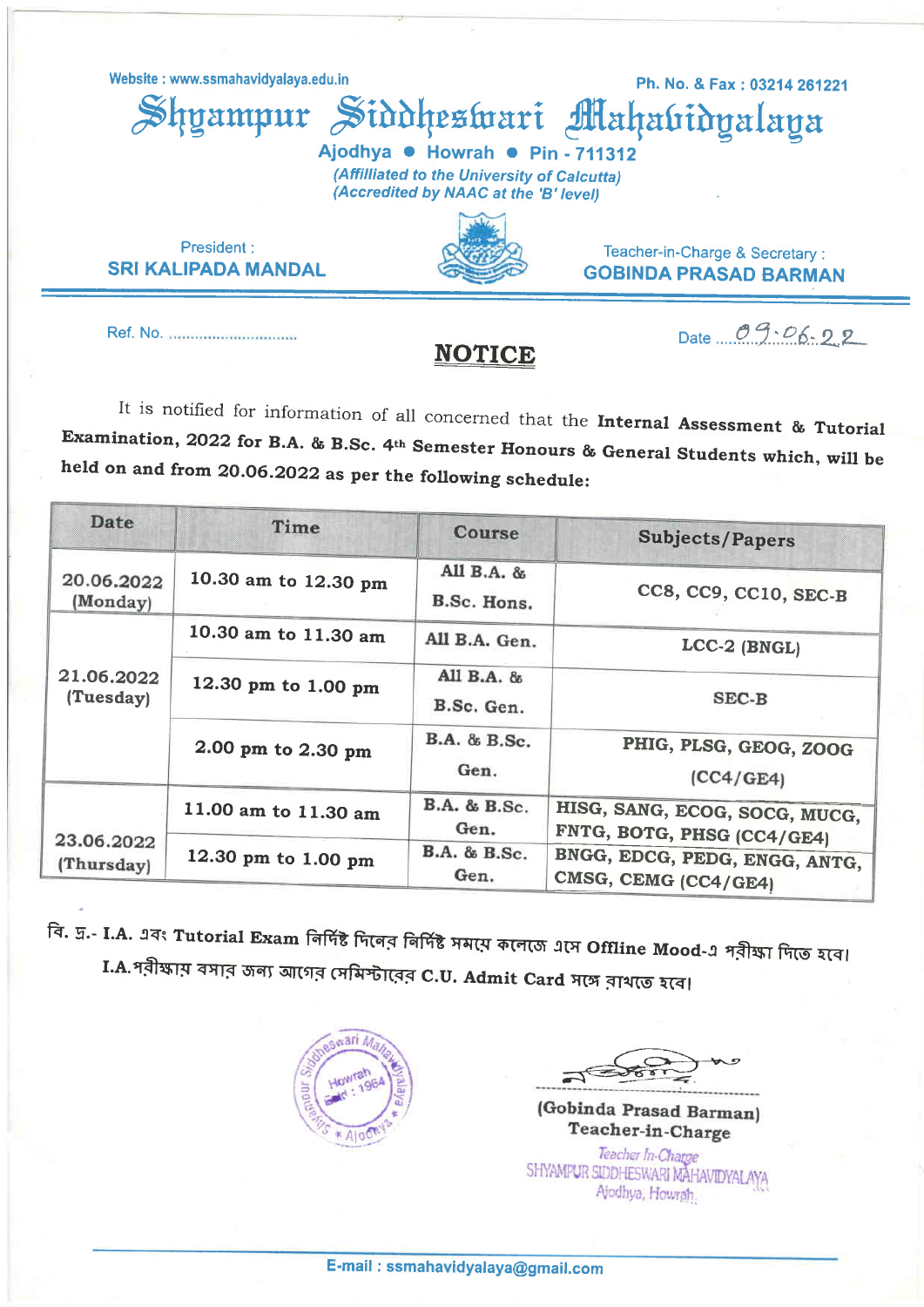Website : www.ssmahavidyalaya.edu.in

Ph. No. & Fax : 03214 261221

# Shyampur Siddheswari Mahabidyalaga

Ajodhya • Howrah • Pin - 711312

*(Affilliated to the University of Calcutta)*
*(Accredited by NAAC at the 'B' level)*

President :
**SRI KALIPADA MANDAL**

Teacher-in-Charge & Secretary :
**GOBINDA PRASAD BARMAN**

Ref. No. ..............................

Date 09.06.22

## NOTICE

It is notified for information of all concerned that the **Internal Assessment & Tutorial Examination, 2022 for B.A. & B.Sc. 4th Semester Honours & General Students which, will be held on and from 20.06.2022 as per the following schedule:**

| Date | Time | Course | Subjects/Papers |
|---|---|---|---|
| 20.06.2022 (Monday) | 10.30 am to 12.30 pm | All B.A. & B.Sc. Hons. | CC8, CC9, CC10, SEC-B |
| 21.06.2022 (Tuesday) | 10.30 am to 11.30 am | All B.A. Gen. | LCC-2 (BNGL) |
| | 12.30 pm to 1.00 pm | All B.A. & B.Sc. Gen. | SEC-B |
| | 2.00 pm to 2.30 pm | B.A. & B.Sc. Gen. | PHIG, PLSG, GEOG, ZOOG (CC4/GE4) |
| 23.06.2022 (Thursday) | 11.00 am to 11.30 am | B.A. & B.Sc. Gen. | HISG, SANG, ECOG, SOCG, MUCG, FNTG, BOTG, PHSG (CC4/GE4) |
| | 12.30 pm to 1.00 pm | B.A. & B.Sc. Gen. | BNGG, EDCG, PEDG, ENGG, ANTG, CMSG, CEMG (CC4/GE4) |

বি. দ্র.- **I.A.** এবং **Tutorial Exam** নির্দিষ্ট দিনের নির্দিষ্ট সময়ে কলেজে এসে **Offline Mood**-এ পরীক্ষা দিতে হবে। **I.A.**পরীক্ষায় বসার জন্য আগের সেমিস্টারের **C.U. Admit Card** সঙ্গে রাখতে হবে।

(Gobinda Prasad Barman)
Teacher-in-Charge

Teacher In-Charge
SHYAMPUR SIDDHESWARI MAHAVIDYALAYA
Ajodhya, Howrah

E-mail : ssmahavidyalaya@gmail.com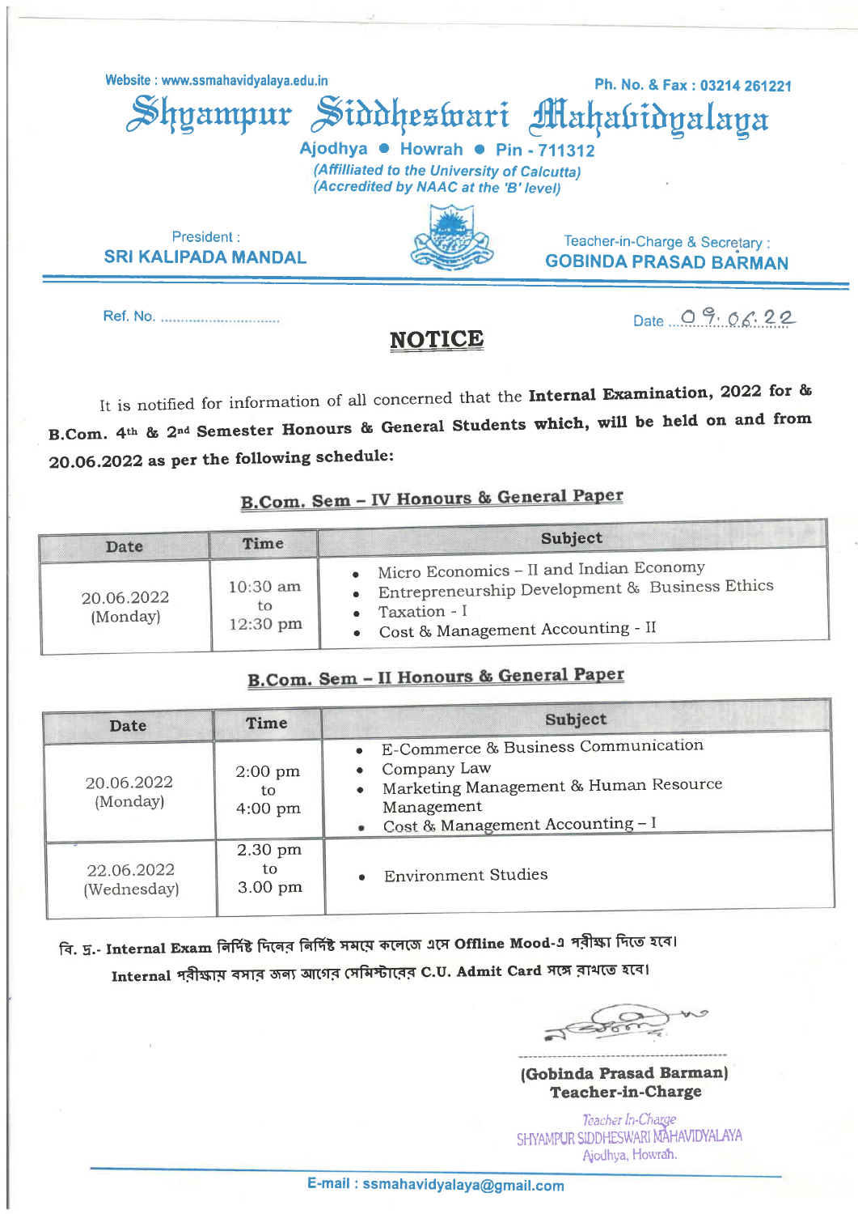Website : www.ssmahavidyalaya.edu.in

Ph. No. & Fax : 03214 261221

# Shyampur Siddheswari Mahavidyalaya

Ajodhya • Howrah • Pin - 711312

*(Affiliated to the University of Calcutta)*

*(Accredited by NAAC at the 'B' level)*

President :
**SRI KALIPADA MANDAL**

Teacher-in-Charge & Secretary :
**GOBINDA PRASAD BARMAN**

Ref. No. ..............................

Date 09.06.22

## NOTICE

It is notified for information of all concerned that the **Internal Examination, 2022 for & B.Com. 4th & 2nd Semester Honours & General Students which, will be held on and from 20.06.2022 as per the following schedule:**

### B.Com. Sem – IV Honours & General Paper

| Date | Time | Subject |
|---|---|---|
| 20.06.2022 (Monday) | 10:30 am to 12:30 pm | • Micro Economics – II and Indian Economy<br>• Entrepreneurship Development & Business Ethics<br>• Taxation - I<br>• Cost & Management Accounting - II |

### B.Com. Sem – II Honours & General Paper

| Date | Time | Subject |
|---|---|---|
| 20.06.2022 (Monday) | 2:00 pm to 4:00 pm | • E-Commerce & Business Communication<br>• Company Law<br>• Marketing Management & Human Resource Management<br>• Cost & Management Accounting – I |
| 22.06.2022 (Wednesday) | 2.30 pm to 3.00 pm | • Environment Studies |

বি. দ্র.- **Internal Exam** নির্দিষ্ট দিনের নির্দিষ্ট সময়ে কলেজে এসে **Offline Mood**-এ পরীক্ষা দিতে হবে।

**Internal** পরীক্ষায় বসার জন্য আগের সেমিস্টারের **C.U. Admit Card** সঙ্গে রাখতে হবে।

**(Gobinda Prasad Barman)**
**Teacher-in-Charge**

Teacher In-Charge
SHYAMPUR SIDDHESWARI MAHAVIDYALAYA
Ajodhya, Howrah.

E-mail : ssmahavidyalaya@gmail.com